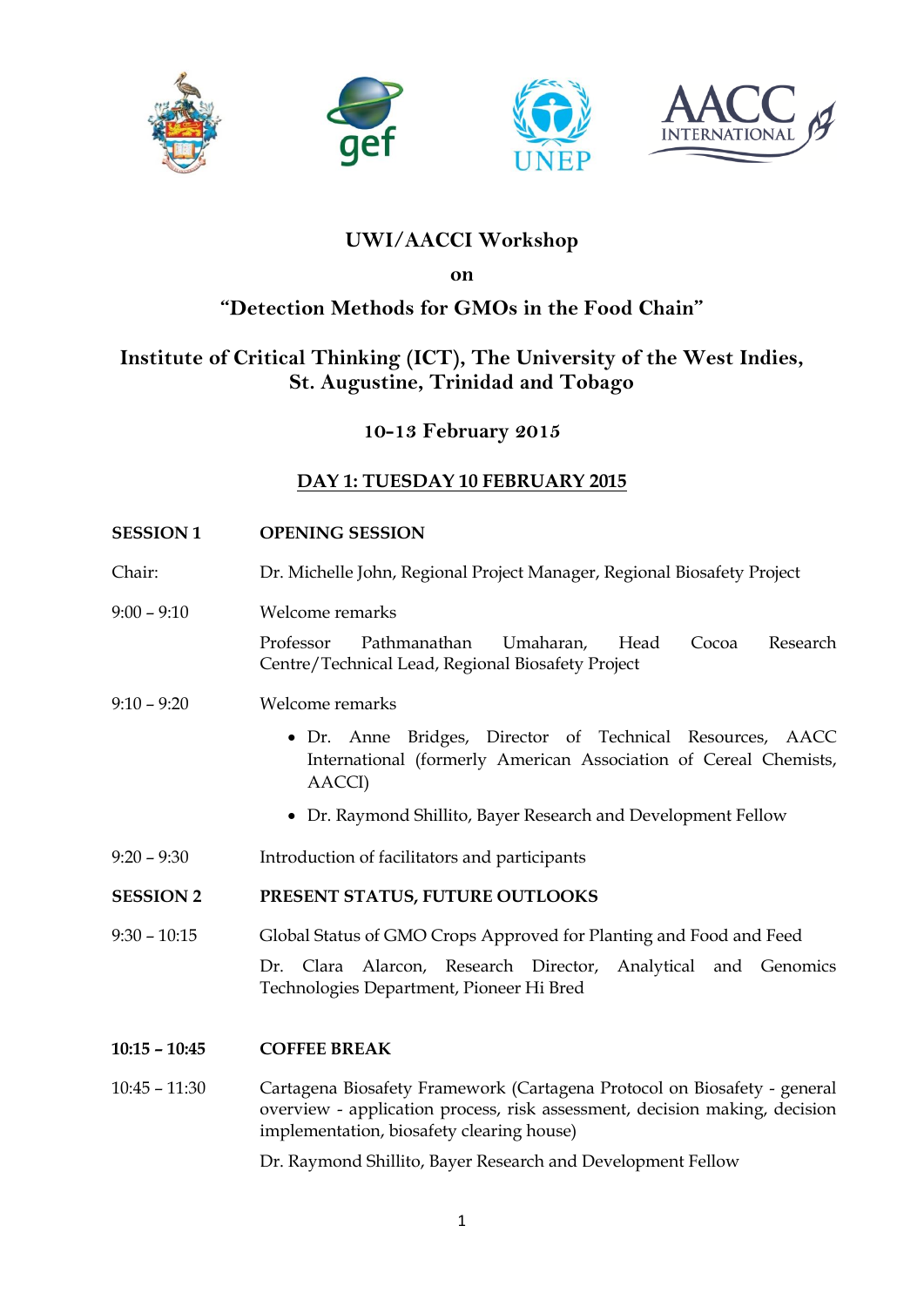# UWI/AACCI Workshop

**on**

## "Detection Methods for GMOs in the Food Chain"

### Institute of Critical Thinking (ICT), The University of the West Indies, St. Augustine, Trinidad and Tobago

### 10-13 February 2015

### DAY 1: TUESDAY 10 FEBRUARY 2015

**SESSION 1** **OPENING SESSION**

Chair: Dr. Michelle John, Regional Project Manager, Regional Biosafety Project

9:00 – 9:10 Welcome remarks

Professor Pathmanathan Umaharan, Head Cocoa Research Centre/Technical Lead, Regional Biosafety Project

9:10 – 9:20 Welcome remarks

- Dr. Anne Bridges, Director of Technical Resources, AACC International (formerly American Association of Cereal Chemists, AACCI)
- Dr. Raymond Shillito, Bayer Research and Development Fellow

9:20 – 9:30 Introduction of facilitators and participants

**SESSION 2** **PRESENT STATUS, FUTURE OUTLOOKS**

9:30 – 10:15 Global Status of GMO Crops Approved for Planting and Food and Feed

Dr. Clara Alarcon, Research Director, Analytical and Genomics Technologies Department, Pioneer Hi Bred

**10:15 – 10:45** **COFFEE BREAK**

10:45 – 11:30 Cartagena Biosafety Framework (Cartagena Protocol on Biosafety - general overview - application process, risk assessment, decision making, decision implementation, biosafety clearing house)

Dr. Raymond Shillito, Bayer Research and Development Fellow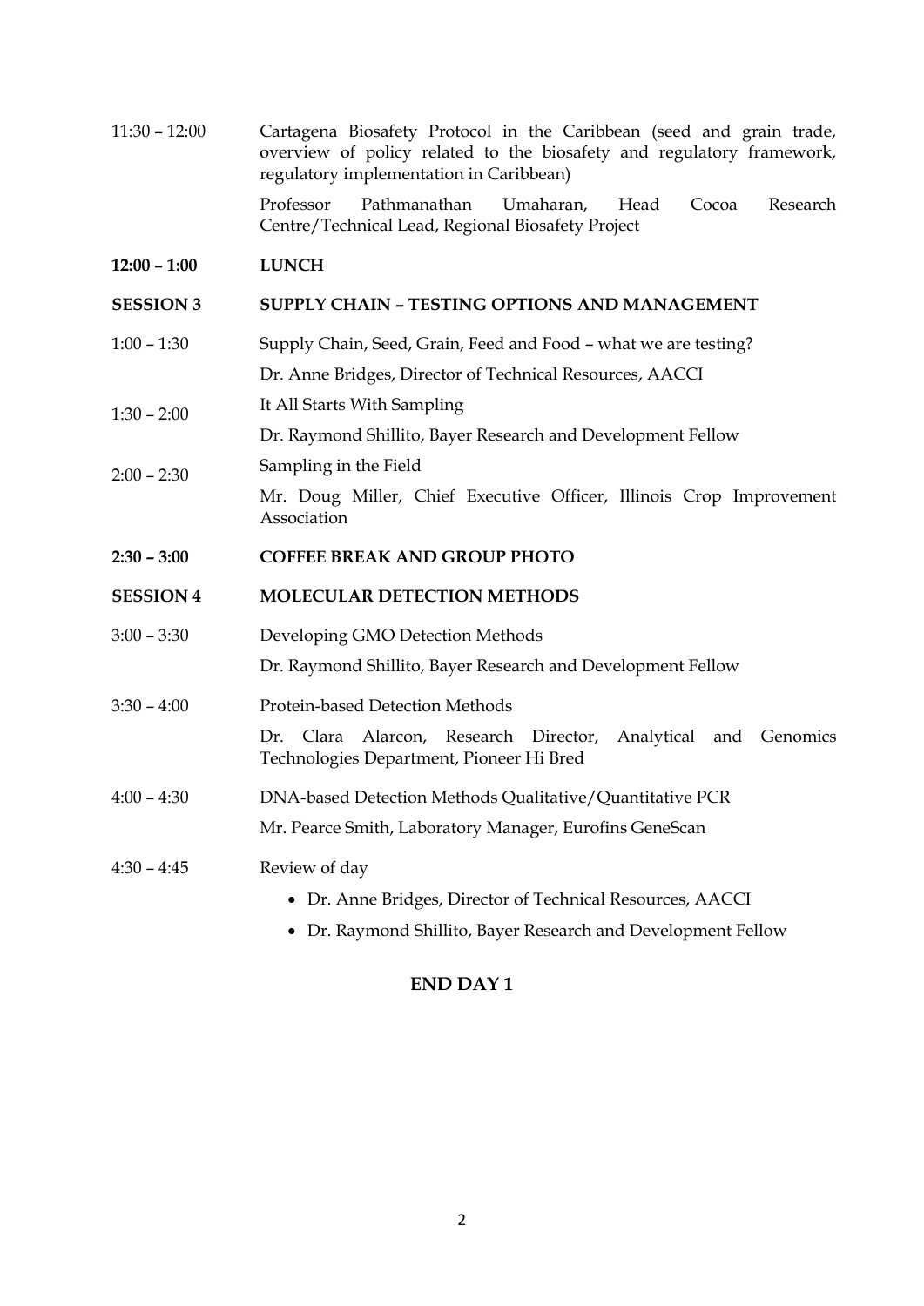| | |
|---|---|
| 11:30 – 12:00 | Cartagena Biosafety Protocol in the Caribbean (seed and grain trade, overview of policy related to the biosafety and regulatory framework, regulatory implementation in Caribbean)<br>Professor Pathmanathan Umaharan, Head Cocoa Research Centre/Technical Lead, Regional Biosafety Project |
| **12:00 – 1:00** | **LUNCH** |
| **SESSION 3** | **SUPPLY CHAIN – TESTING OPTIONS AND MANAGEMENT** |
| 1:00 – 1:30 | Supply Chain, Seed, Grain, Feed and Food – what we are testing?<br>Dr. Anne Bridges, Director of Technical Resources, AACCI |
| 1:30 – 2:00 | It All Starts With Sampling<br>Dr. Raymond Shillito, Bayer Research and Development Fellow |
| 2:00 – 2:30 | Sampling in the Field<br>Mr. Doug Miller, Chief Executive Officer, Illinois Crop Improvement Association |
| **2:30 – 3:00** | **COFFEE BREAK AND GROUP PHOTO** |
| **SESSION 4** | **MOLECULAR DETECTION METHODS** |
| 3:00 – 3:30 | Developing GMO Detection Methods<br>Dr. Raymond Shillito, Bayer Research and Development Fellow |
| 3:30 – 4:00 | Protein-based Detection Methods<br>Dr. Clara Alarcon, Research Director, Analytical and Genomics Technologies Department, Pioneer Hi Bred |
| 4:00 – 4:30 | DNA-based Detection Methods Qualitative/Quantitative PCR<br>Mr. Pearce Smith, Laboratory Manager, Eurofins GeneScan |
| 4:30 – 4:45 | Review of day<br>• Dr. Anne Bridges, Director of Technical Resources, AACCI<br>• Dr. Raymond Shillito, Bayer Research and Development Fellow |

**END DAY 1**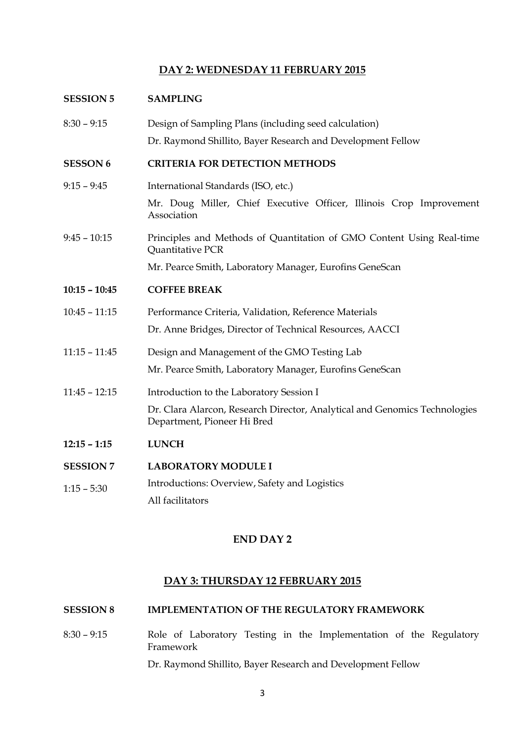## DAY 2: WEDNESDAY 11 FEBRUARY 2015

| | |
|---|---|
| **SESSION 5** | **SAMPLING** |
| 8:30 – 9:15 | Design of Sampling Plans (including seed calculation)<br>Dr. Raymond Shillito, Bayer Research and Development Fellow |
| **SESSON 6** | **CRITERIA FOR DETECTION METHODS** |
| 9:15 – 9:45 | International Standards (ISO, etc.)<br>Mr. Doug Miller, Chief Executive Officer, Illinois Crop Improvement Association |
| 9:45 – 10:15 | Principles and Methods of Quantitation of GMO Content Using Real-time Quantitative PCR<br>Mr. Pearce Smith, Laboratory Manager, Eurofins GeneScan |
| **10:15 – 10:45** | **COFFEE BREAK** |
| 10:45 – 11:15 | Performance Criteria, Validation, Reference Materials<br>Dr. Anne Bridges, Director of Technical Resources, AACCI |
| 11:15 – 11:45 | Design and Management of the GMO Testing Lab<br>Mr. Pearce Smith, Laboratory Manager, Eurofins GeneScan |
| 11:45 – 12:15 | Introduction to the Laboratory Session I<br>Dr. Clara Alarcon, Research Director, Analytical and Genomics Technologies Department, Pioneer Hi Bred |
| **12:15 – 1:15** | **LUNCH** |
| **SESSION 7** | **LABORATORY MODULE I** |
| 1:15 – 5:30 | Introductions: Overview, Safety and Logistics<br>All facilitators |

### END DAY 2

## DAY 3: THURSDAY 12 FEBRUARY 2015

| | |
|---|---|
| **SESSION 8** | **IMPLEMENTATION OF THE REGULATORY FRAMEWORK** |
| 8:30 – 9:15 | Role of Laboratory Testing in the Implementation of the Regulatory Framework<br>Dr. Raymond Shillito, Bayer Research and Development Fellow |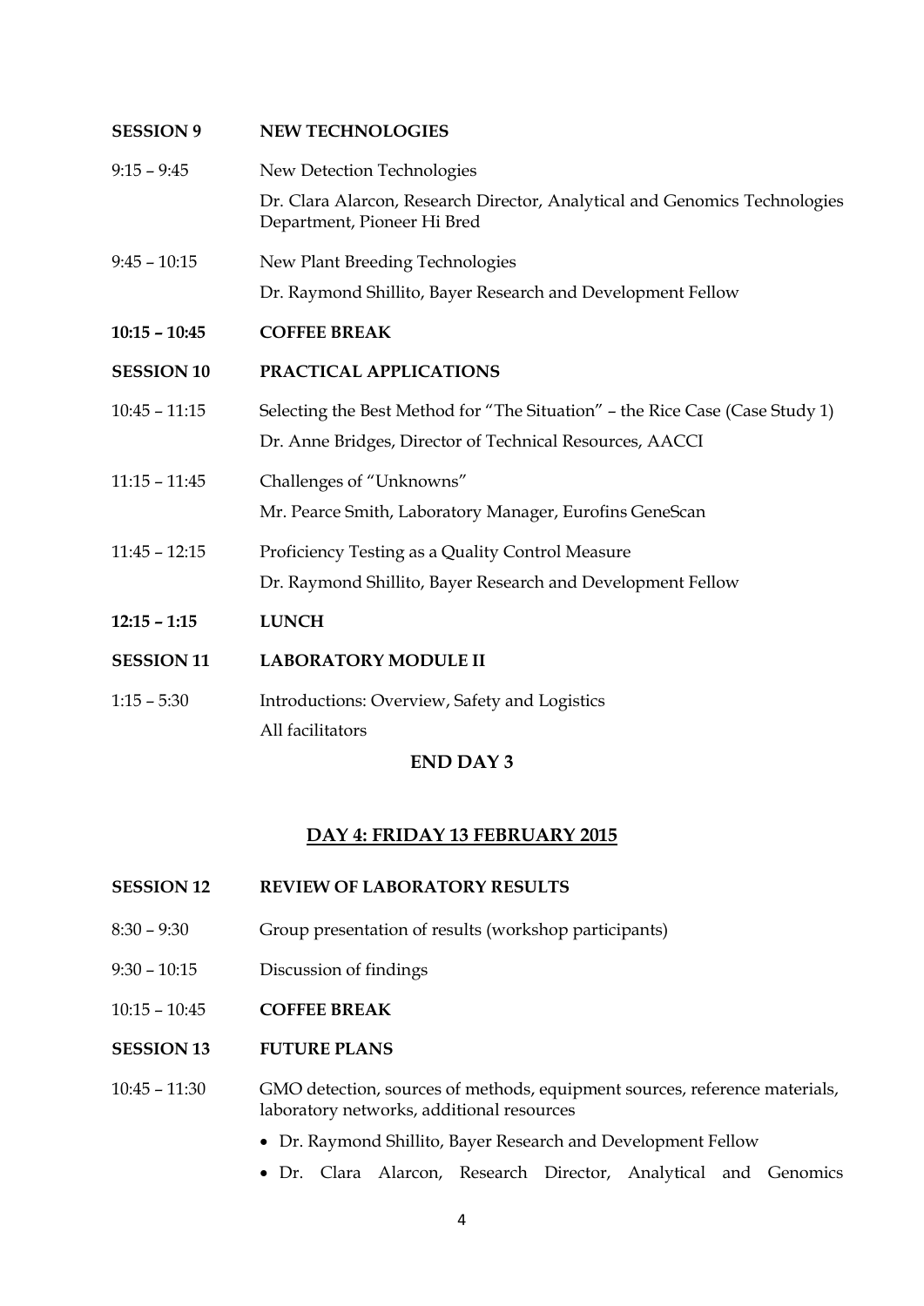**SESSION 9** **NEW TECHNOLOGIES**

9:15 – 9:45 New Detection Technologies

Dr. Clara Alarcon, Research Director, Analytical and Genomics Technologies Department, Pioneer Hi Bred

9:45 – 10:15 New Plant Breeding Technologies

Dr. Raymond Shillito, Bayer Research and Development Fellow

**10:15 – 10:45** **COFFEE BREAK**

**SESSION 10** **PRACTICAL APPLICATIONS**

10:45 – 11:15 Selecting the Best Method for "The Situation" – the Rice Case (Case Study 1)

Dr. Anne Bridges, Director of Technical Resources, AACCI

11:15 – 11:45 Challenges of "Unknowns"

Mr. Pearce Smith, Laboratory Manager, Eurofins GeneScan

11:45 – 12:15 Proficiency Testing as a Quality Control Measure

Dr. Raymond Shillito, Bayer Research and Development Fellow

**12:15 – 1:15** **LUNCH**

**SESSION 11** **LABORATORY MODULE II**

1:15 – 5:30 Introductions: Overview, Safety and Logistics

All facilitators

**END DAY 3**

## DAY 4: FRIDAY 13 FEBRUARY 2015

**SESSION 12** **REVIEW OF LABORATORY RESULTS**

8:30 – 9:30 Group presentation of results (workshop participants)

9:30 – 10:15 Discussion of findings

10:15 – 10:45 **COFFEE BREAK**

**SESSION 13** **FUTURE PLANS**

10:45 – 11:30 GMO detection, sources of methods, equipment sources, reference materials, laboratory networks, additional resources

- Dr. Raymond Shillito, Bayer Research and Development Fellow
- Dr. Clara Alarcon, Research Director, Analytical and Genomics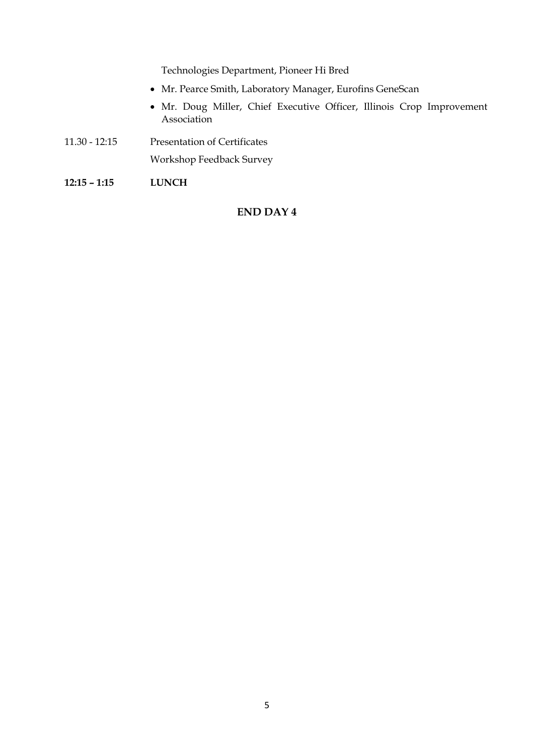Technologies Department, Pioneer Hi Bred

- Mr. Pearce Smith, Laboratory Manager, Eurofins GeneScan
- Mr. Doug Miller, Chief Executive Officer, Illinois Crop Improvement Association

11.30 - 12:15 Presentation of Certificates

Workshop Feedback Survey

**12:15 – 1:15 LUNCH**

**END DAY 4**